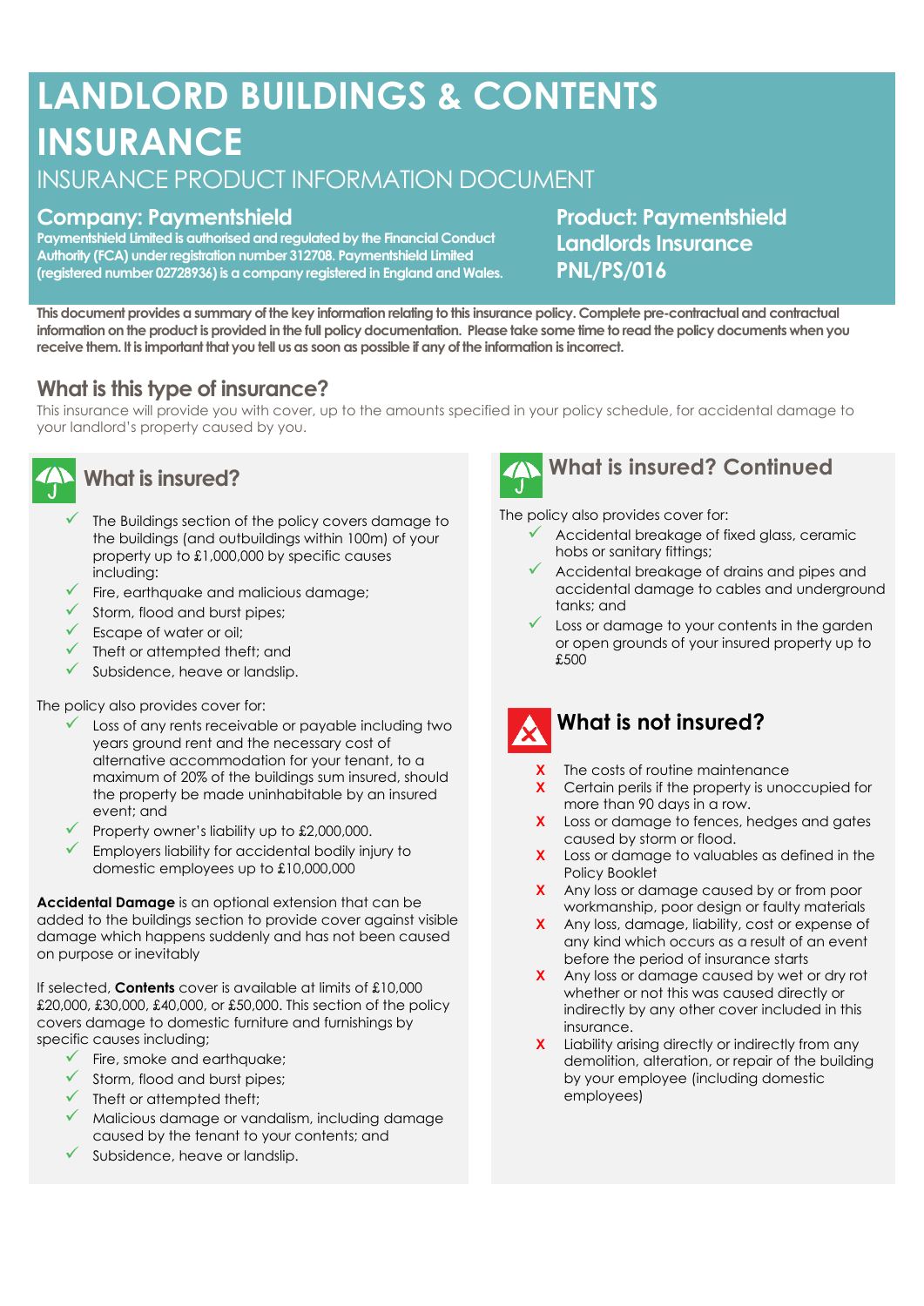# LANDLORD BUILDINGS & CONTENTS INSURANCE

INSURANCE PRODUCT INFORMATION DOCUMENT

## Company: Paymentshield

**Paymentshield Limited is authorised and regulated by the Financial Conduct Authority (FCA) under registration number 312708. Paymentshield Limited (registered number 02728936) is a company registered in England and Wales.**

## Product: Paymentshield Landlords Insurance PNL/PS/016

**This document provides a summary of the key information relating to this insurance policy. Complete pre-contractual and contractual information on the product is provided in the full policy documentation. Please take some time to read the policy documents when you receive them. It is important that you tell us as soon as possible if any of the information is incorrect.**

## What is this type of insurance?

This insurance will provide you with cover, up to the amounts specified in your policy schedule, for accidental damage to your landlord's property caused by you.

## What is insured?

- ✓ The Buildings section of the policy covers damage to the buildings (and outbuildings within 100m) of your property up to £1,000,000 by specific causes including:
- ✓ Fire, earthquake and malicious damage;
- ✓ Storm, flood and burst pipes;
- ✓ Escape of water or oil;
- ✓ Theft or attempted theft; and
- ✓ Subsidence, heave or landslip.

The policy also provides cover for:

- ✓ Loss of any rents receivable or payable including two years ground rent and the necessary cost of alternative accommodation for your tenant, to a maximum of 20% of the buildings sum insured, should the property be made uninhabitable by an insured event; and
- ✓ Property owner's liability up to £2,000,000.
- ✓ Employers liability for accidental bodily injury to domestic employees up to £10,000,000

**Accidental Damage** is an optional extension that can be added to the buildings section to provide cover against visible damage which happens suddenly and has not been caused on purpose or inevitably

If selected, **Contents** cover is available at limits of £10,000 £20,000, £30,000, £40,000, or £50,000. This section of the policy covers damage to domestic furniture and furnishings by specific causes including;

- ✓ Fire, smoke and earthquake;
- ✓ Storm, flood and burst pipes;
- ✓ Theft or attempted theft;
- ✓ Malicious damage or vandalism, including damage caused by the tenant to your contents; and
- ✓ Subsidence, heave or landslip.

## What is insured? Continued

The policy also provides cover for:

- ✓ Accidental breakage of fixed glass, ceramic hobs or sanitary fittings;
- ✓ Accidental breakage of drains and pipes and accidental damage to cables and underground tanks; and
- ✓ Loss or damage to your contents in the garden or open grounds of your insured property up to £500

## What is not insured?

- X The costs of routine maintenance
- X Certain perils if the property is unoccupied for more than 90 days in a row.
- X Loss or damage to fences, hedges and gates caused by storm or flood.
- X Loss or damage to valuables as defined in the Policy Booklet
- X Any loss or damage caused by or from poor workmanship, poor design or faulty materials
- X Any loss, damage, liability, cost or expense of any kind which occurs as a result of an event before the period of insurance starts
- X Any loss or damage caused by wet or dry rot whether or not this was caused directly or indirectly by any other cover included in this insurance.
- X Liability arising directly or indirectly from any demolition, alteration, or repair of the building by your employee (including domestic employees)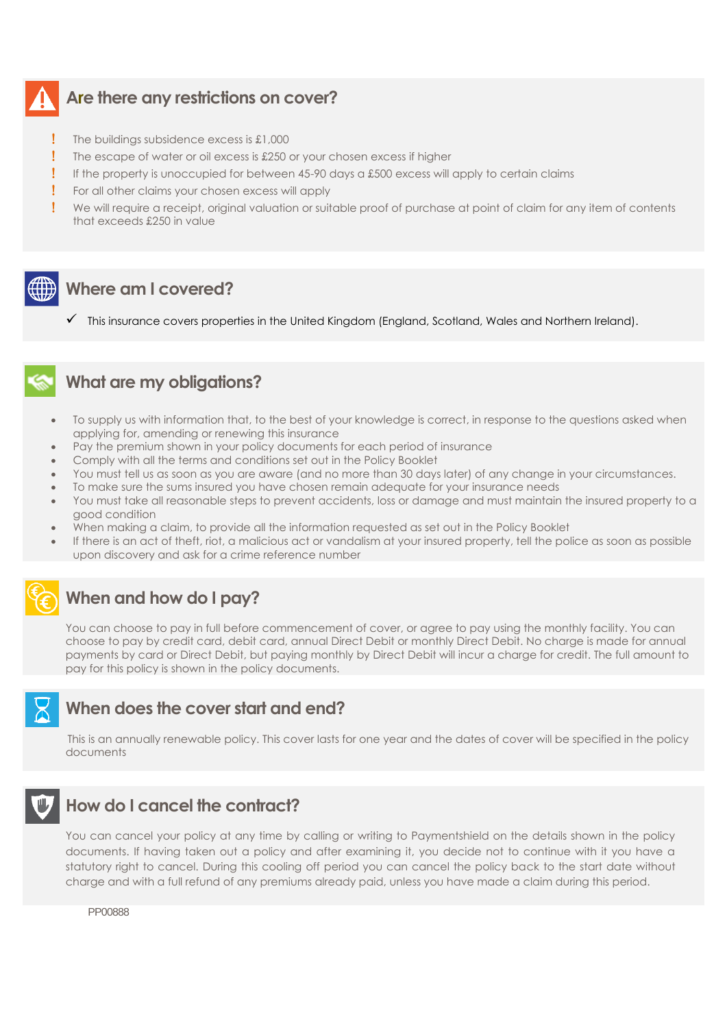## Are there any restrictions on cover?

- ! The buildings subsidence excess is £1,000
- ! The escape of water or oil excess is £250 or your chosen excess if higher
- ! If the property is unoccupied for between 45-90 days a £500 excess will apply to certain claims
- ! For all other claims your chosen excess will apply
- ! We will require a receipt, original valuation or suitable proof of purchase at point of claim for any item of contents that exceeds £250 in value

## Where am I covered?

- ✓ This insurance covers properties in the United Kingdom (England, Scotland, Wales and Northern Ireland).

## What are my obligations?

- To supply us with information that, to the best of your knowledge is correct, in response to the questions asked when applying for, amending or renewing this insurance
- Pay the premium shown in your policy documents for each period of insurance
- Comply with all the terms and conditions set out in the Policy Booklet
- You must tell us as soon as you are aware (and no more than 30 days later) of any change in your circumstances.
- To make sure the sums insured you have chosen remain adequate for your insurance needs
- You must take all reasonable steps to prevent accidents, loss or damage and must maintain the insured property to a good condition
- When making a claim, to provide all the information requested as set out in the Policy Booklet
- If there is an act of theft, riot, a malicious act or vandalism at your insured property, tell the police as soon as possible upon discovery and ask for a crime reference number

## When and how do I pay?

You can choose to pay in full before commencement of cover, or agree to pay using the monthly facility. You can choose to pay by credit card, debit card, annual Direct Debit or monthly Direct Debit. No charge is made for annual payments by card or Direct Debit, but paying monthly by Direct Debit will incur a charge for credit. The full amount to pay for this policy is shown in the policy documents.

## When does the cover start and end?

This is an annually renewable policy. This cover lasts for one year and the dates of cover will be specified in the policy documents

## How do I cancel the contract?

You can cancel your policy at any time by calling or writing to Paymentshield on the details shown in the policy documents. If having taken out a policy and after examining it, you decide not to continue with it you have a statutory right to cancel. During this cooling off period you can cancel the policy back to the start date without charge and with a full refund of any premiums already paid, unless you have made a claim during this period.

PP00888